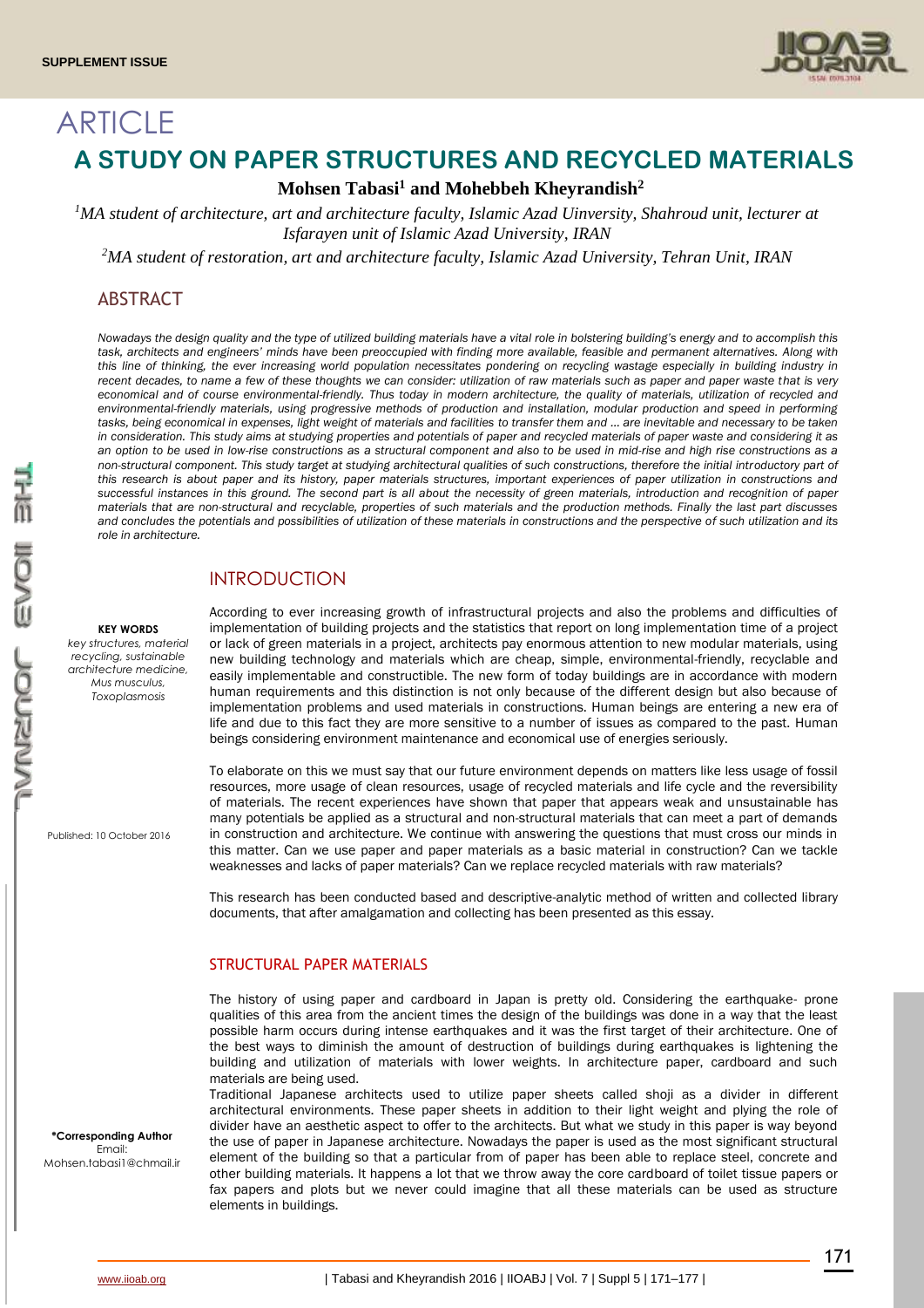# ARTICLE

# A STUDY ON PAPER STRUCTURES AND RECYCLED MATERIALS

**Mohsen Tabasi[1] and Mohebbeh Kheyrandish[2]**

*[1]MA student of architecture, art and architecture faculty, Islamic Azad Uinversity, Shahroud unit, lecturer at Isfarayen unit of Islamic Azad University, IRAN*

*[2]MA student of restoration, art and architecture faculty, Islamic Azad University, Tehran Unit, IRAN*

## ABSTRACT

*Nowadays the design quality and the type of utilized building materials have a vital role in bolstering building's energy and to accomplish this task, architects and engineers' minds have been preoccupied with finding more available, feasible and permanent alternatives. Along with this line of thinking, the ever increasing world population necessitates pondering on recycling wastage especially in building industry in recent decades, to name a few of these thoughts we can consider: utilization of raw materials such as paper and paper waste that is very economical and of course environmental-friendly. Thus today in modern architecture, the quality of materials, utilization of recycled and environmental-friendly materials, using progressive methods of production and installation, modular production and speed in performing tasks, being economical in expenses, light weight of materials and facilities to transfer them and … are inevitable and necessary to be taken in consideration. This study aims at studying properties and potentials of paper and recycled materials of paper waste and considering it as an option to be used in low-rise constructions as a structural component and also to be used in mid-rise and high rise constructions as a non-structural component. This study target at studying architectural qualities of such constructions, therefore the initial introductory part of this research is about paper and its history, paper materials structures, important experiences of paper utilization in constructions and successful instances in this ground. The second part is all about the necessity of green materials, introduction and recognition of paper materials that are non-structural and recyclable, properties of such materials and the production methods. Finally the last part discusses and concludes the potentials and possibilities of utilization of these materials in constructions and the perspective of such utilization and its role in architecture.*

**KEY WORDS**
*key structures, material recycling, sustainable architecture medicine, Mus musculus, Toxoplasmosis*

Published: 10 October 2016

**\*Corresponding Author**
Email:
Mohsen.tabasi1@chmail.ir

## INTRODUCTION

According to ever increasing growth of infrastructural projects and also the problems and difficulties of implementation of building projects and the statistics that report on long implementation time of a project or lack of green materials in a project, architects pay enormous attention to new modular materials, using new building technology and materials which are cheap, simple, environmental-friendly, recyclable and easily implementable and constructible. The new form of today buildings are in accordance with modern human requirements and this distinction is not only because of the different design but also because of implementation problems and used materials in constructions. Human beings are entering a new era of life and due to this fact they are more sensitive to a number of issues as compared to the past. Human beings considering environment maintenance and economical use of energies seriously.

To elaborate on this we must say that our future environment depends on matters like less usage of fossil resources, more usage of clean resources, usage of recycled materials and life cycle and the reversibility of materials. The recent experiences have shown that paper that appears weak and unsustainable has many potentials be applied as a structural and non-structural materials that can meet a part of demands in construction and architecture. We continue with answering the questions that must cross our minds in this matter. Can we use paper and paper materials as a basic material in construction? Can we tackle weaknesses and lacks of paper materials? Can we replace recycled materials with raw materials?

This research has been conducted based and descriptive-analytic method of written and collected library documents, that after amalgamation and collecting has been presented as this essay.

### STRUCTURAL PAPER MATERIALS

The history of using paper and cardboard in Japan is pretty old. Considering the earthquake- prone qualities of this area from the ancient times the design of the buildings was done in a way that the least possible harm occurs during intense earthquakes and it was the first target of their architecture. One of the best ways to diminish the amount of destruction of buildings during earthquakes is lightening the building and utilization of materials with lower weights. In architecture paper, cardboard and such materials are being used.

Traditional Japanese architects used to utilize paper sheets called shoji as a divider in different architectural environments. These paper sheets in addition to their light weight and plying the role of divider have an aesthetic aspect to offer to the architects. But what we study in this paper is way beyond the use of paper in Japanese architecture. Nowadays the paper is used as the most significant structural element of the building so that a particular from of paper has been able to replace steel, concrete and other building materials. It happens a lot that we throw away the core cardboard of toilet tissue papers or fax papers and plots but we never could imagine that all these materials can be used as structure elements in buildings.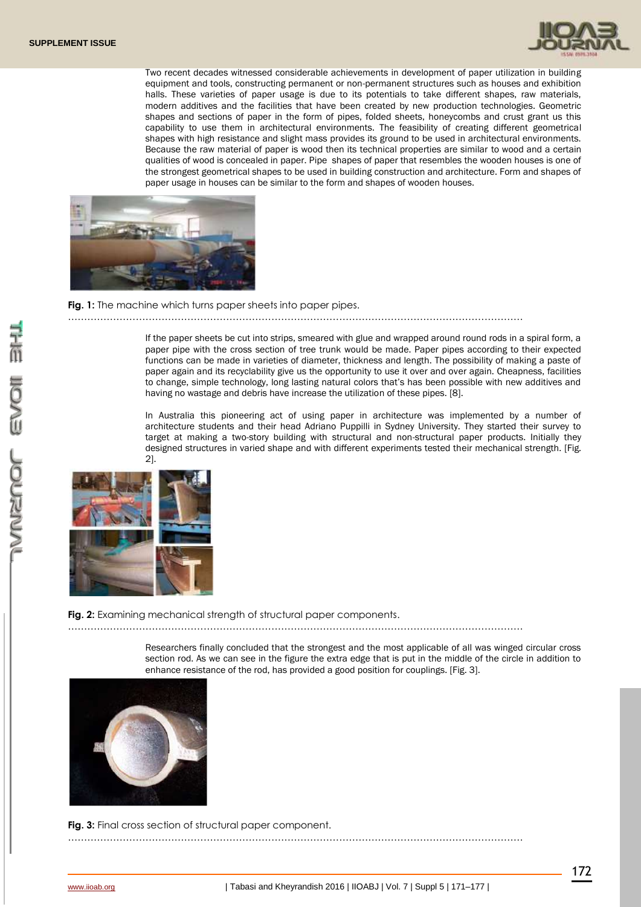Two recent decades witnessed considerable achievements in development of paper utilization in building equipment and tools, constructing permanent or non-permanent structures such as houses and exhibition halls. These varieties of paper usage is due to its potentials to take different shapes, raw materials, modern additives and the facilities that have been created by new production technologies. Geometric shapes and sections of paper in the form of pipes, folded sheets, honeycombs and crust grant us this capability to use them in architectural environments. The feasibility of creating different geometrical shapes with high resistance and slight mass provides its ground to be used in architectural environments. Because the raw material of paper is wood then its technical properties are similar to wood and a certain qualities of wood is concealed in paper. Pipe shapes of paper that resembles the wooden houses is one of the strongest geometrical shapes to be used in building construction and architecture. Form and shapes of paper usage in houses can be similar to the form and shapes of wooden houses.

**Fig. 1:** The machine which turns paper sheets into paper pipes.

If the paper sheets be cut into strips, smeared with glue and wrapped around round rods in a spiral form, a paper pipe with the cross section of tree trunk would be made. Paper pipes according to their expected functions can be made in varieties of diameter, thickness and length. The possibility of making a paste of paper again and its recyclability give us the opportunity to use it over and over again. Cheapness, facilities to change, simple technology, long lasting natural colors that's has been possible with new additives and having no wastage and debris have increase the utilization of these pipes. [8].

In Australia this pioneering act of using paper in architecture was implemented by a number of architecture students and their head Adriano Puppilli in Sydney University. They started their survey to target at making a two-story building with structural and non-structural paper products. Initially they designed structures in varied shape and with different experiments tested their mechanical strength. [Fig. 2].

**Fig. 2:** Examining mechanical strength of structural paper components.

Researchers finally concluded that the strongest and the most applicable of all was winged circular cross section rod. As we can see in the figure the extra edge that is put in the middle of the circle in addition to enhance resistance of the rod, has provided a good position for couplings. [Fig. 3].

**Fig. 3:** Final cross section of structural paper component.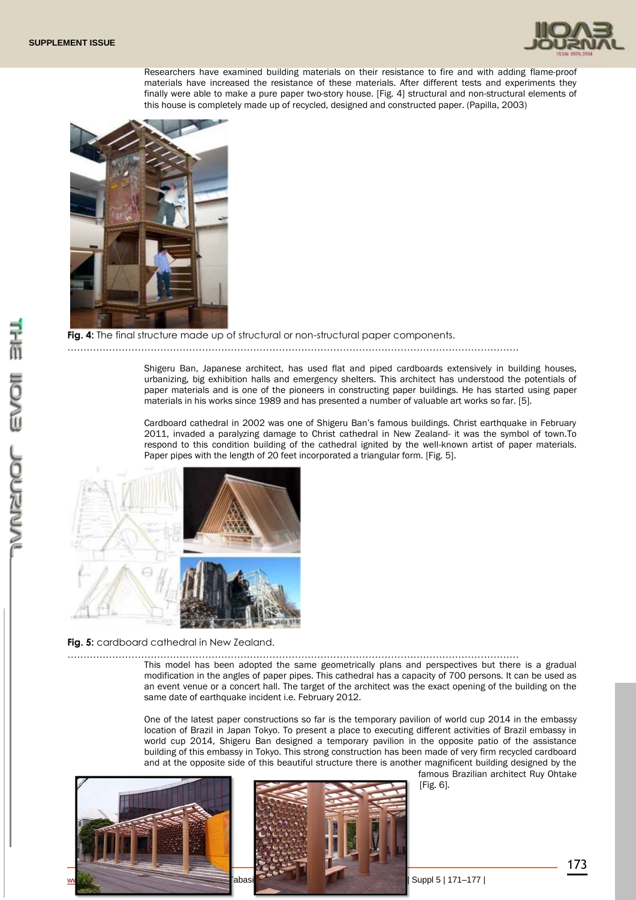Researchers have examined building materials on their resistance to fire and with adding flame-proof materials have increased the resistance of these materials. After different tests and experiments they finally were able to make a pure paper two-story house. [Fig. 4] structural and non-structural elements of this house is completely made up of recycled, designed and constructed paper. (Papilla, 2003)

**Fig. 4:** The final structure made up of structural or non-structural paper components.

Shigeru Ban, Japanese architect, has used flat and piped cardboards extensively in building houses, urbanizing, big exhibition halls and emergency shelters. This architect has understood the potentials of paper materials and is one of the pioneers in constructing paper buildings. He has started using paper materials in his works since 1989 and has presented a number of valuable art works so far. [5].

Cardboard cathedral in 2002 was one of Shigeru Ban's famous buildings. Christ earthquake in February 2011, invaded a paralyzing damage to Christ cathedral in New Zealand- it was the symbol of town.To respond to this condition building of the cathedral ignited by the well-known artist of paper materials. Paper pipes with the length of 20 feet incorporated a triangular form. [Fig. 5].

**Fig. 5:** cardboard cathedral in New Zealand.

This model has been adopted the same geometrically plans and perspectives but there is a gradual modification in the angles of paper pipes. This cathedral has a capacity of 700 persons. It can be used as an event venue or a concert hall. The target of the architect was the exact opening of the building on the same date of earthquake incident i.e. February 2012.

One of the latest paper constructions so far is the temporary pavilion of world cup 2014 in the embassy location of Brazil in Japan Tokyo. To present a place to executing different activities of Brazil embassy in world cup 2014, Shigeru Ban designed a temporary pavilion in the opposite patio of the assistance building of this embassy in Tokyo. This strong construction has been made of very firm recycled cardboard and at the opposite side of this beautiful structure there is another magnificent building designed by the famous Brazilian architect Ruy Ohtake [Fig. 6].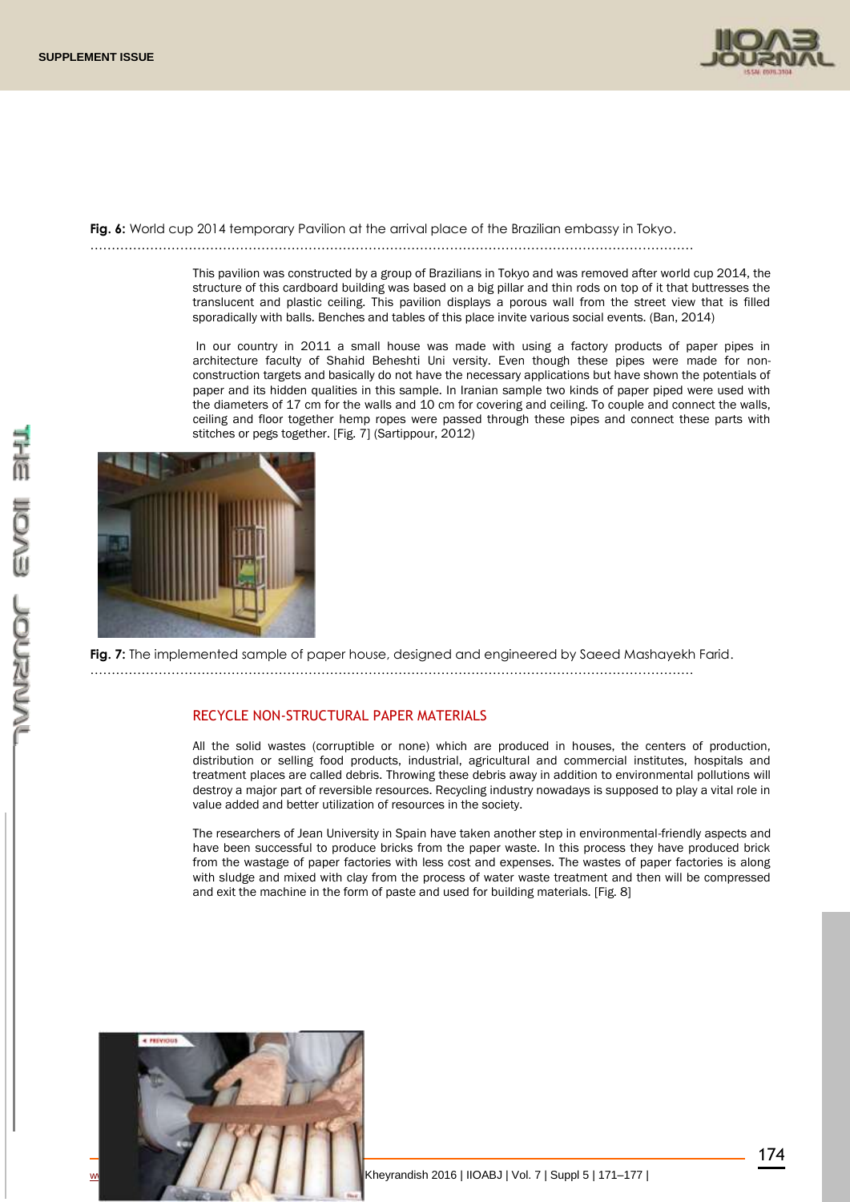**Fig. 6:** World cup 2014 temporary Pavilion at the arrival place of the Brazilian embassy in Tokyo.

This pavilion was constructed by a group of Brazilians in Tokyo and was removed after world cup 2014, the structure of this cardboard building was based on a big pillar and thin rods on top of it that buttresses the translucent and plastic ceiling. This pavilion displays a porous wall from the street view that is filled sporadically with balls. Benches and tables of this place invite various social events. (Ban, 2014)

In our country in 2011 a small house was made with using a factory products of paper pipes in architecture faculty of Shahid Beheshti Uni versity. Even though these pipes were made for non-construction targets and basically do not have the necessary applications but have shown the potentials of paper and its hidden qualities in this sample. In Iranian sample two kinds of paper piped were used with the diameters of 17 cm for the walls and 10 cm for covering and ceiling. To couple and connect the walls, ceiling and floor together hemp ropes were passed through these pipes and connect these parts with stitches or pegs together. [Fig. 7] (Sartippour, 2012)

**Fig. 7:** The implemented sample of paper house, designed and engineered by Saeed Mashayekh Farid.

## RECYCLE NON-STRUCTURAL PAPER MATERIALS

All the solid wastes (corruptible or none) which are produced in houses, the centers of production, distribution or selling food products, industrial, agricultural and commercial institutes, hospitals and treatment places are called debris. Throwing these debris away in addition to environmental pollutions will destroy a major part of reversible resources. Recycling industry nowadays is supposed to play a vital role in value added and better utilization of resources in the society.

The researchers of Jean University in Spain have taken another step in environmental-friendly aspects and have been successful to produce bricks from the paper waste. In this process they have produced brick from the wastage of paper factories with less cost and expenses. The wastes of paper factories is along with sludge and mixed with clay from the process of water waste treatment and then will be compressed and exit the machine in the form of paste and used for building materials. [Fig. 8]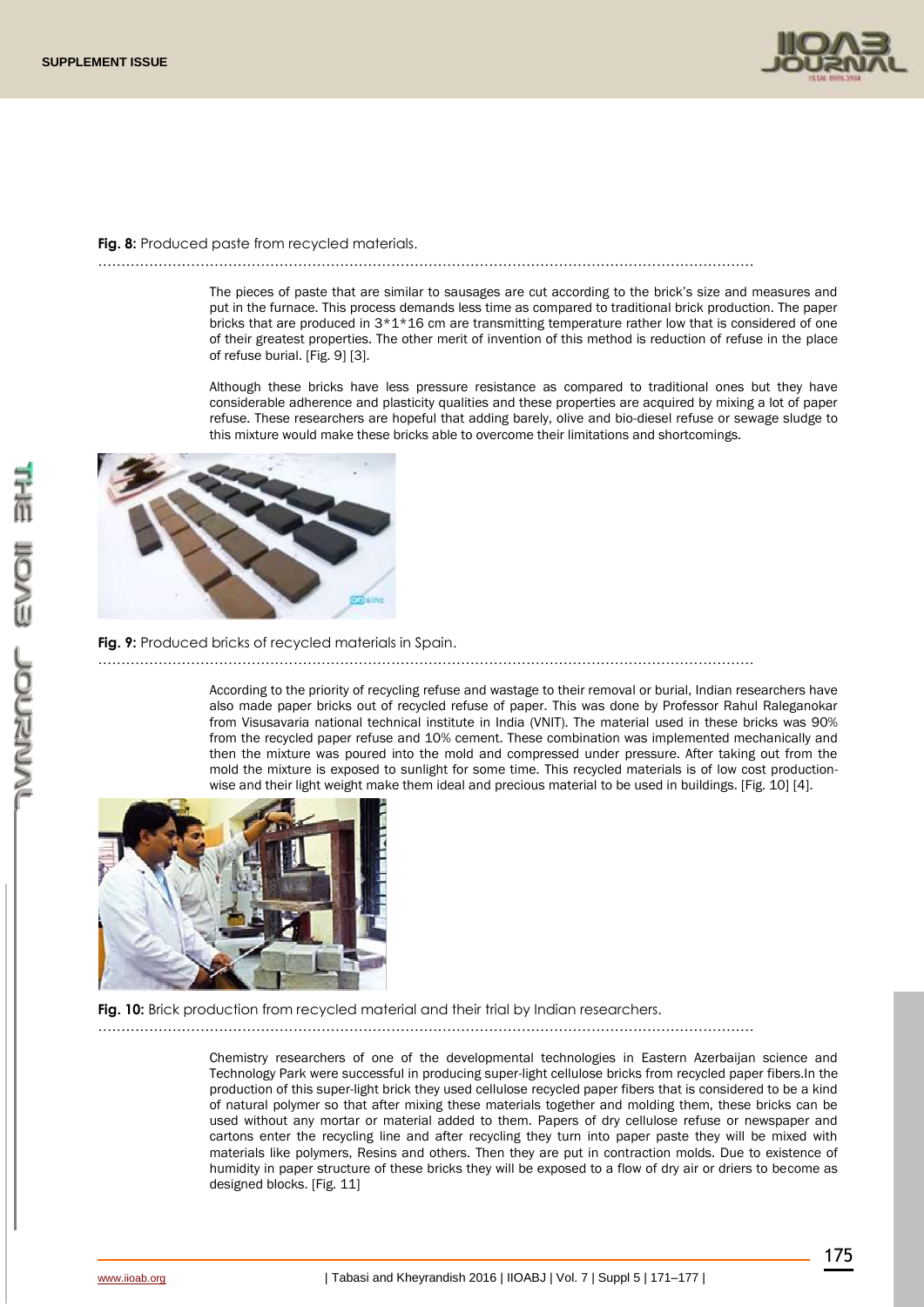**Fig. 8:** Produced paste from recycled materials.

The pieces of paste that are similar to sausages are cut according to the brick's size and measures and put in the furnace. This process demands less time as compared to traditional brick production. The paper bricks that are produced in 3*1*16 cm are transmitting temperature rather low that is considered of one of their greatest properties. The other merit of invention of this method is reduction of refuse in the place of refuse burial. [Fig. 9] [3].

Although these bricks have less pressure resistance as compared to traditional ones but they have considerable adherence and plasticity qualities and these properties are acquired by mixing a lot of paper refuse. These researchers are hopeful that adding barely, olive and bio-diesel refuse or sewage sludge to this mixture would make these bricks able to overcome their limitations and shortcomings.

**Fig. 9:** Produced bricks of recycled materials in Spain.

According to the priority of recycling refuse and wastage to their removal or burial, Indian researchers have also made paper bricks out of recycled refuse of paper. This was done by Professor Rahul Raleganokar from Visusavaria national technical institute in India (VNIT). The material used in these bricks was 90% from the recycled paper refuse and 10% cement. These combination was implemented mechanically and then the mixture was poured into the mold and compressed under pressure. After taking out from the mold the mixture is exposed to sunlight for some time. This recycled materials is of low cost production-wise and their light weight make them ideal and precious material to be used in buildings. [Fig. 10] [4].

**Fig. 10:** Brick production from recycled material and their trial by Indian researchers.

Chemistry researchers of one of the developmental technologies in Eastern Azerbaijan science and Technology Park were successful in producing super-light cellulose bricks from recycled paper fibers.In the production of this super-light brick they used cellulose recycled paper fibers that is considered to be a kind of natural polymer so that after mixing these materials together and molding them, these bricks can be used without any mortar or material added to them. Papers of dry cellulose refuse or newspaper and cartons enter the recycling line and after recycling they turn into paper paste they will be mixed with materials like polymers, Resins and others. Then they are put in contraction molds. Due to existence of humidity in paper structure of these bricks they will be exposed to a flow of dry air or driers to become as designed blocks. [Fig. 11]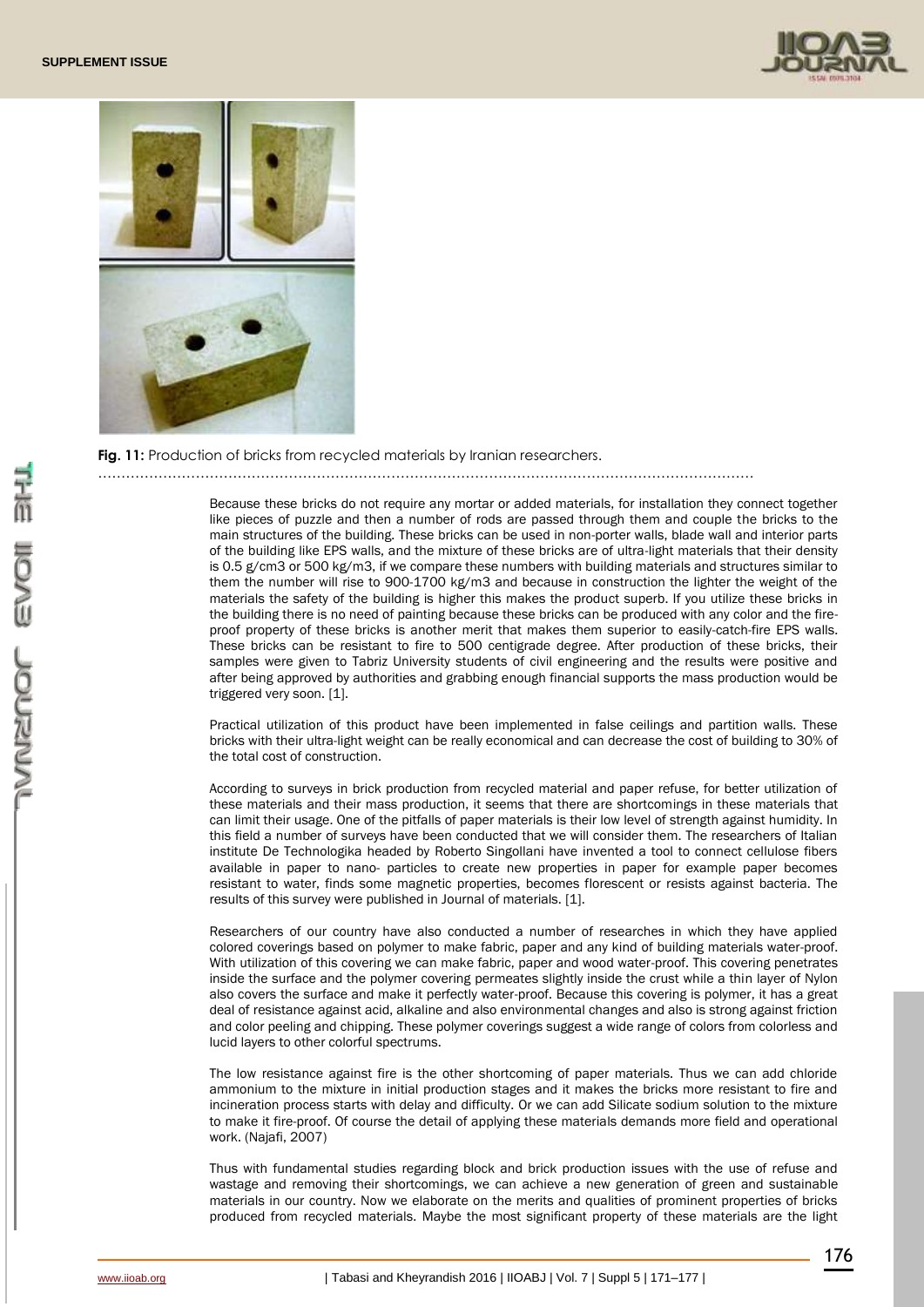**Fig. 11:** Production of bricks from recycled materials by Iranian researchers.

Because these bricks do not require any mortar or added materials, for installation they connect together like pieces of puzzle and then a number of rods are passed through them and couple the bricks to the main structures of the building. These bricks can be used in non-porter walls, blade wall and interior parts of the building like EPS walls, and the mixture of these bricks are of ultra-light materials that their density is 0.5 g/cm3 or 500 kg/m3, if we compare these numbers with building materials and structures similar to them the number will rise to 900-1700 kg/m3 and because in construction the lighter the weight of the materials the safety of the building is higher this makes the product superb. If you utilize these bricks in the building there is no need of painting because these bricks can be produced with any color and the fire-proof property of these bricks is another merit that makes them superior to easily-catch-fire EPS walls. These bricks can be resistant to fire to 500 centigrade degree. After production of these bricks, their samples were given to Tabriz University students of civil engineering and the results were positive and after being approved by authorities and grabbing enough financial supports the mass production would be triggered very soon. [1].

Practical utilization of this product have been implemented in false ceilings and partition walls. These bricks with their ultra-light weight can be really economical and can decrease the cost of building to 30% of the total cost of construction.

According to surveys in brick production from recycled material and paper refuse, for better utilization of these materials and their mass production, it seems that there are shortcomings in these materials that can limit their usage. One of the pitfalls of paper materials is their low level of strength against humidity. In this field a number of surveys have been conducted that we will consider them. The researchers of Italian institute De Technologika headed by Roberto Singollani have invented a tool to connect cellulose fibers available in paper to nano- particles to create new properties in paper for example paper becomes resistant to water, finds some magnetic properties, becomes florescent or resists against bacteria. The results of this survey were published in Journal of materials. [1].

Researchers of our country have also conducted a number of researches in which they have applied colored coverings based on polymer to make fabric, paper and any kind of building materials water-proof. With utilization of this covering we can make fabric, paper and wood water-proof. This covering penetrates inside the surface and the polymer covering permeates slightly inside the crust while a thin layer of Nylon also covers the surface and make it perfectly water-proof. Because this covering is polymer, it has a great deal of resistance against acid, alkaline and also environmental changes and also is strong against friction and color peeling and chipping. These polymer coverings suggest a wide range of colors from colorless and lucid layers to other colorful spectrums.

The low resistance against fire is the other shortcoming of paper materials. Thus we can add chloride ammonium to the mixture in initial production stages and it makes the bricks more resistant to fire and incineration process starts with delay and difficulty. Or we can add Silicate sodium solution to the mixture to make it fire-proof. Of course the detail of applying these materials demands more field and operational work. (Najafi, 2007)

Thus with fundamental studies regarding block and brick production issues with the use of refuse and wastage and removing their shortcomings, we can achieve a new generation of green and sustainable materials in our country. Now we elaborate on the merits and qualities of prominent properties of bricks produced from recycled materials. Maybe the most significant property of these materials are the light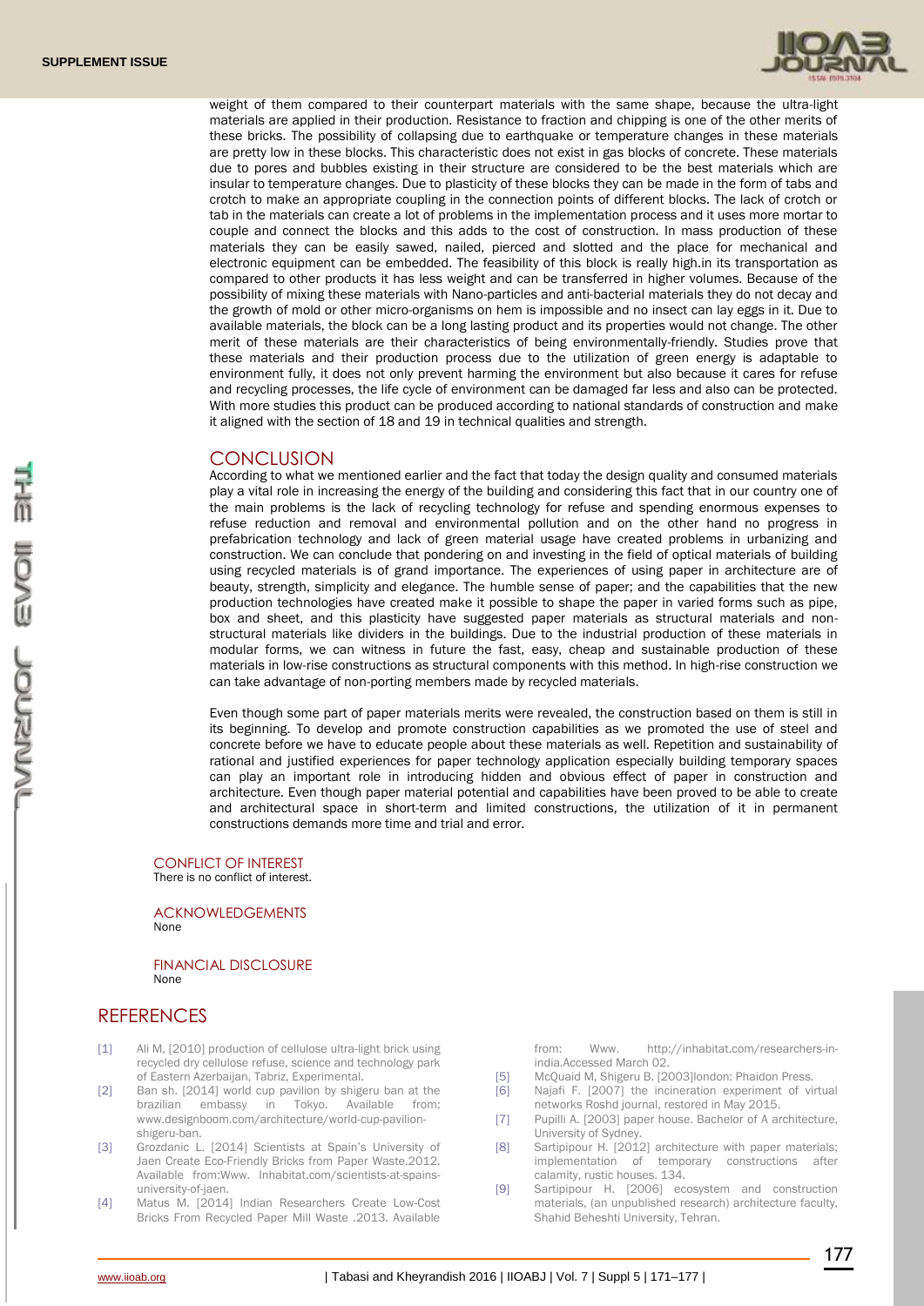weight of them compared to their counterpart materials with the same shape, because the ultra-light materials are applied in their production. Resistance to fraction and chipping is one of the other merits of these bricks. The possibility of collapsing due to earthquake or temperature changes in these materials are pretty low in these blocks. This characteristic does not exist in gas blocks of concrete. These materials due to pores and bubbles existing in their structure are considered to be the best materials which are insular to temperature changes. Due to plasticity of these blocks they can be made in the form of tabs and crotch to make an appropriate coupling in the connection points of different blocks. The lack of crotch or tab in the materials can create a lot of problems in the implementation process and it uses more mortar to couple and connect the blocks and this adds to the cost of construction. In mass production of these materials they can be easily sawed, nailed, pierced and slotted and the place for mechanical and electronic equipment can be embedded. The feasibility of this block is really high.in its transportation as compared to other products it has less weight and can be transferred in higher volumes. Because of the possibility of mixing these materials with Nano-particles and anti-bacterial materials they do not decay and the growth of mold or other micro-organisms on hem is impossible and no insect can lay eggs in it. Due to available materials, the block can be a long lasting product and its properties would not change. The other merit of these materials are their characteristics of being environmentally-friendly. Studies prove that these materials and their production process due to the utilization of green energy is adaptable to environment fully, it does not only prevent harming the environment but also because it cares for refuse and recycling processes, the life cycle of environment can be damaged far less and also can be protected. With more studies this product can be produced according to national standards of construction and make it aligned with the section of 18 and 19 in technical qualities and strength.

## CONCLUSION

According to what we mentioned earlier and the fact that today the design quality and consumed materials play a vital role in increasing the energy of the building and considering this fact that in our country one of the main problems is the lack of recycling technology for refuse and spending enormous expenses to refuse reduction and removal and environmental pollution and on the other hand no progress in prefabrication technology and lack of green material usage have created problems in urbanizing and construction. We can conclude that pondering on and investing in the field of optical materials of building using recycled materials is of grand importance. The experiences of using paper in architecture are of beauty, strength, simplicity and elegance. The humble sense of paper; and the capabilities that the new production technologies have created make it possible to shape the paper in varied forms such as pipe, box and sheet, and this plasticity have suggested paper materials as structural materials and non-structural materials like dividers in the buildings. Due to the industrial production of these materials in modular forms, we can witness in future the fast, easy, cheap and sustainable production of these materials in low-rise constructions as structural components with this method. In high-rise construction we can take advantage of non-porting members made by recycled materials.

Even though some part of paper materials merits were revealed, the construction based on them is still in its beginning. To develop and promote construction capabilities as we promoted the use of steel and concrete before we have to educate people about these materials as well. Repetition and sustainability of rational and justified experiences for paper technology application especially building temporary spaces can play an important role in introducing hidden and obvious effect of paper in construction and architecture. Even though paper material potential and capabilities have been proved to be able to create and architectural space in short-term and limited constructions, the utilization of it in permanent constructions demands more time and trial and error.

### CONFLICT OF INTEREST

There is no conflict of interest.

### ACKNOWLEDGEMENTS

None

### FINANCIAL DISCLOSURE

None

## REFERENCES

[1] Ali M, [2010] production of cellulose ultra-light brick using recycled dry cellulose refuse, science and technology park of Eastern Azerbaijan, Tabriz, Experimental.

[2] Ban sh. [2014] world cup pavilion by shigeru ban at the brazilian embassy in Tokyo. Available from: www.designboom.com/architecture/world-cup-pavilion-shigeru-ban.

[3] Grozdanic L. [2014] Scientists at Spain's University of Jaen Create Eco-Friendly Bricks from Paper Waste.2012. Available from:Www. Inhabitat.com/scientists-at-spains-university-of-jaen.

[4] Matus M. [2014] Indian Researchers Create Low-Cost Bricks From Recycled Paper Mill Waste .2013. Available from: Www. http://inhabitat.com/researchers-in-india.Accessed March 02.

[5] McQuaid M, Shigeru B. [2003]london: Phaidon Press.

[6] Najafi F. [2007] the incineration experiment of virtual networks Roshd journal, restored in May 2015.

[7] Pupilli A. [2003] paper house. Bachelor of A architecture, University of Sydney.

[8] Sartipipour H. [2012] architecture with paper materials; implementation of temporary constructions after calamity, rustic houses. 134.

[9] Sartipipour H. [2006] ecosystem and construction materials, (an unpublished research) architecture faculty, Shahid Beheshti University, Tehran.